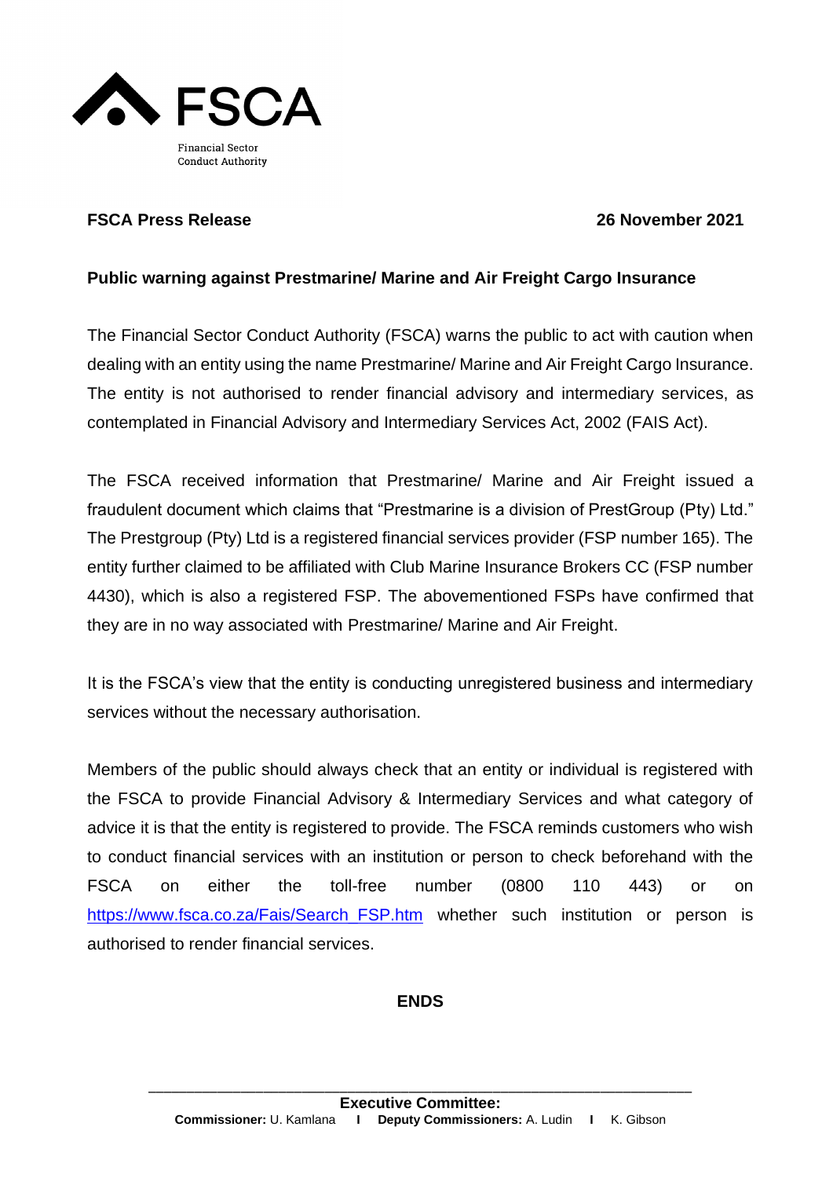FSCA

Financial Sector Conduct Authority

**FSCA Press Release** **26 November 2021**

**Public warning against Prestmarine/ Marine and Air Freight Cargo Insurance**

The Financial Sector Conduct Authority (FSCA) warns the public to act with caution when dealing with an entity using the name Prestmarine/ Marine and Air Freight Cargo Insurance. The entity is not authorised to render financial advisory and intermediary services, as contemplated in Financial Advisory and Intermediary Services Act, 2002 (FAIS Act).

The FSCA received information that Prestmarine/ Marine and Air Freight issued a fraudulent document which claims that "Prestmarine is a division of PrestGroup (Pty) Ltd." The Prestgroup (Pty) Ltd is a registered financial services provider (FSP number 165). The entity further claimed to be affiliated with Club Marine Insurance Brokers CC (FSP number 4430), which is also a registered FSP. The abovementioned FSPs have confirmed that they are in no way associated with Prestmarine/ Marine and Air Freight.

It is the FSCA's view that the entity is conducting unregistered business and intermediary services without the necessary authorisation.

Members of the public should always check that an entity or individual is registered with the FSCA to provide Financial Advisory & Intermediary Services and what category of advice it is that the entity is registered to provide. The FSCA reminds customers who wish to conduct financial services with an institution or person to check beforehand with the FSCA on either the toll-free number (0800 110 443) or on https://www.fsca.co.za/Fais/Search_FSP.htm whether such institution or person is authorised to render financial services.

**ENDS**

---

**Executive Committee:**
**Commissioner:** U. Kamlana I **Deputy Commissioners:** A. Ludin I K. Gibson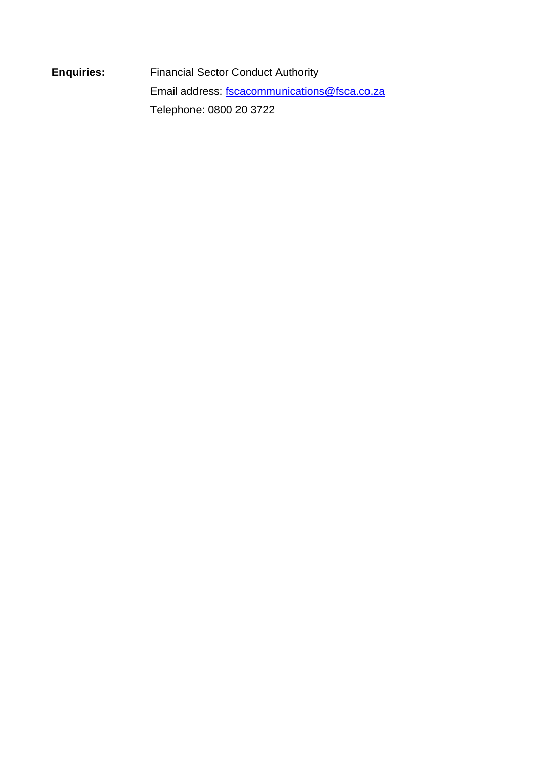**Enquiries:** Financial Sector Conduct Authority

Email address: fscacommunications@fsca.co.za

Telephone: 0800 20 3722